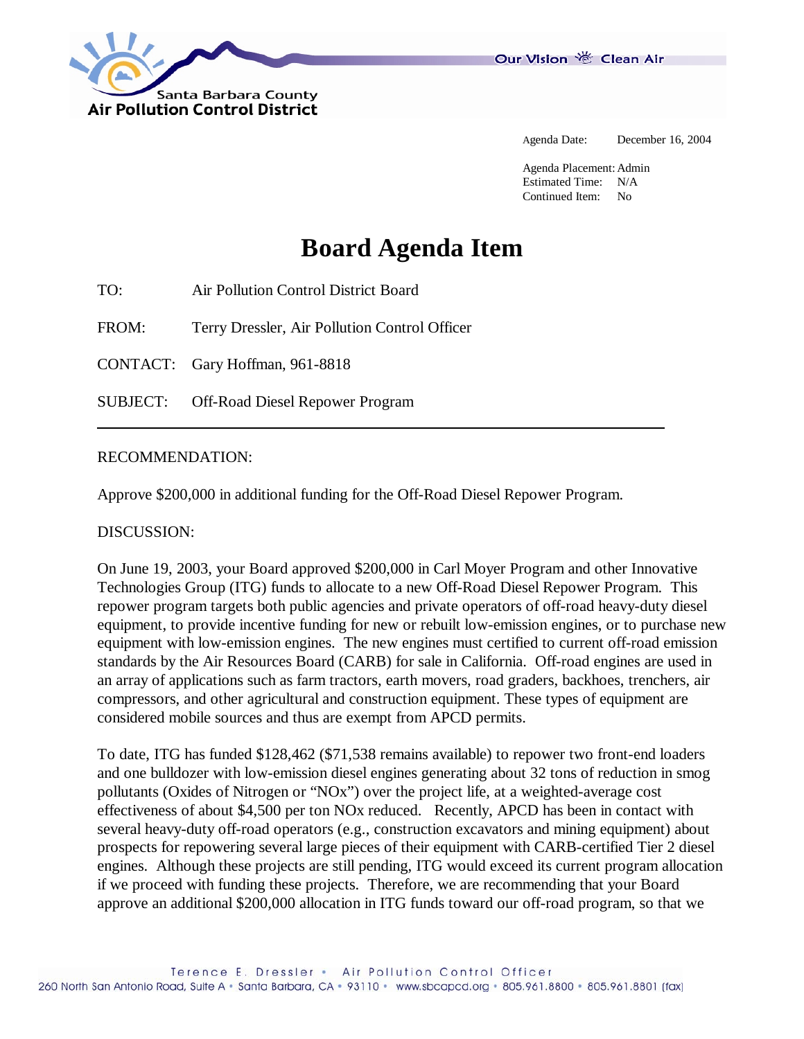Santa Barbara County Air Pollution Control District

Our Vision Clean Air

Agenda Date: December 16, 2004

Agenda Placement: Admin
Estimated Time: N/A
Continued Item: No

# Board Agenda Item

TO: Air Pollution Control District Board

FROM: Terry Dressler, Air Pollution Control Officer

CONTACT: Gary Hoffman, 961-8818

SUBJECT: Off-Road Diesel Repower Program

---

RECOMMENDATION:

Approve $200,000 in additional funding for the Off-Road Diesel Repower Program.

DISCUSSION:

On June 19, 2003, your Board approved $200,000 in Carl Moyer Program and other Innovative Technologies Group (ITG) funds to allocate to a new Off-Road Diesel Repower Program. This repower program targets both public agencies and private operators of off-road heavy-duty diesel equipment, to provide incentive funding for new or rebuilt low-emission engines, or to purchase new equipment with low-emission engines. The new engines must certified to current off-road emission standards by the Air Resources Board (CARB) for sale in California. Off-road engines are used in an array of applications such as farm tractors, earth movers, road graders, backhoes, trenchers, air compressors, and other agricultural and construction equipment. These types of equipment are considered mobile sources and thus are exempt from APCD permits.

To date, ITG has funded $128,462 ($71,538 remains available) to repower two front-end loaders and one bulldozer with low-emission diesel engines generating about 32 tons of reduction in smog pollutants (Oxides of Nitrogen or "NOx") over the project life, at a weighted-average cost effectiveness of about $4,500 per ton NOx reduced. Recently, APCD has been in contact with several heavy-duty off-road operators (e.g., construction excavators and mining equipment) about prospects for repowering several large pieces of their equipment with CARB-certified Tier 2 diesel engines. Although these projects are still pending, ITG would exceed its current program allocation if we proceed with funding these projects. Therefore, we are recommending that your Board approve an additional $200,000 allocation in ITG funds toward our off-road program, so that we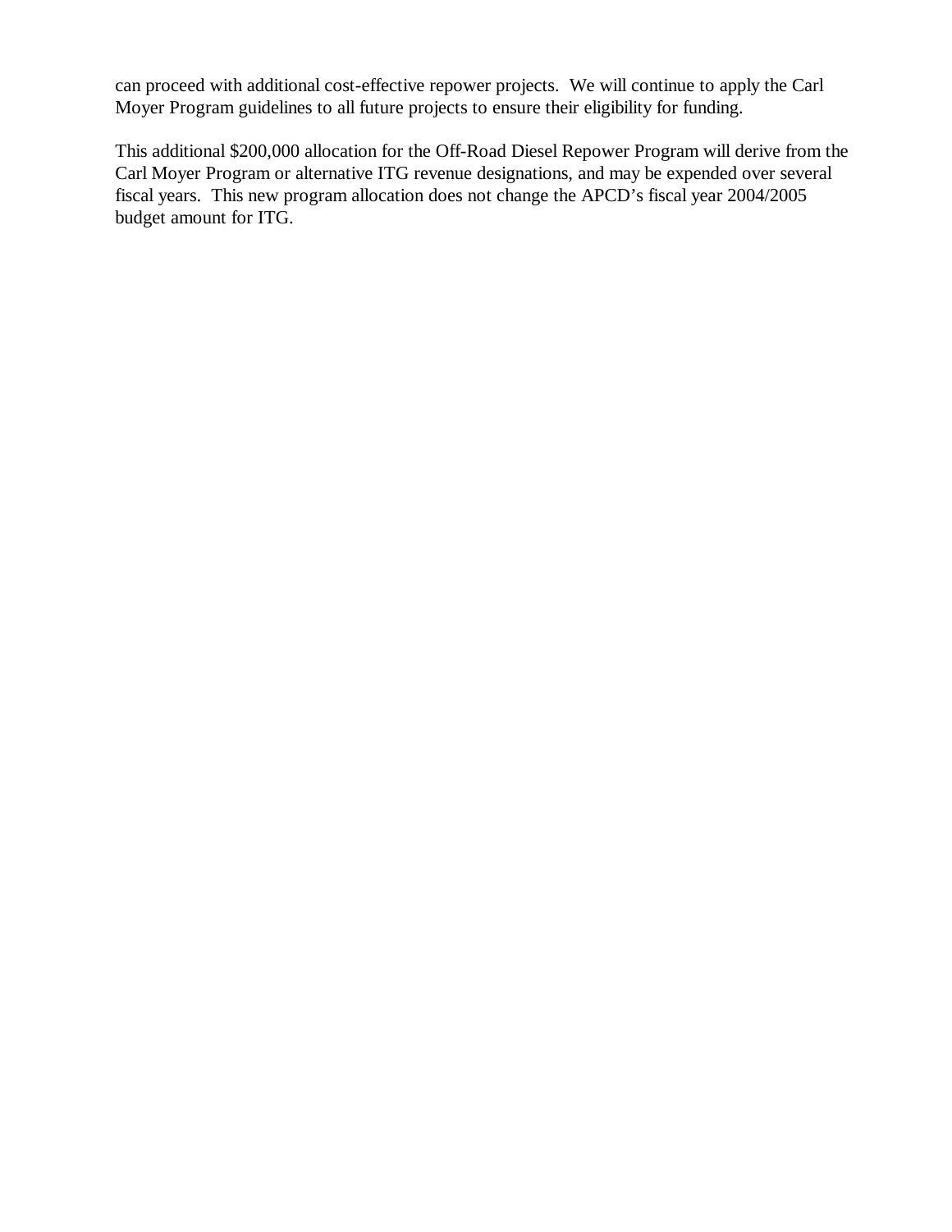can proceed with additional cost-effective repower projects. We will continue to apply the Carl Moyer Program guidelines to all future projects to ensure their eligibility for funding.

This additional $200,000 allocation for the Off-Road Diesel Repower Program will derive from the Carl Moyer Program or alternative ITG revenue designations, and may be expended over several fiscal years. This new program allocation does not change the APCD's fiscal year 2004/2005 budget amount for ITG.